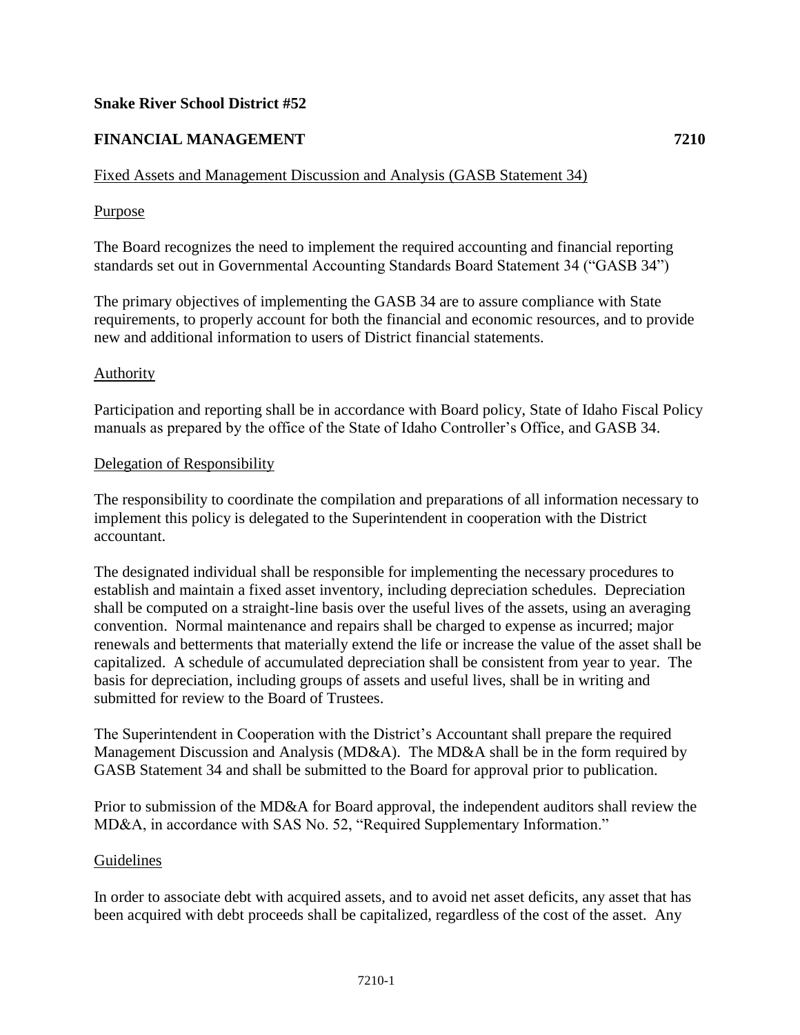**Snake River School District #52**

**FINANCIAL MANAGEMENT 7210**

Fixed Assets and Management Discussion and Analysis (GASB Statement 34)

Purpose

The Board recognizes the need to implement the required accounting and financial reporting standards set out in Governmental Accounting Standards Board Statement 34 ("GASB 34")

The primary objectives of implementing the GASB 34 are to assure compliance with State requirements, to properly account for both the financial and economic resources, and to provide new and additional information to users of District financial statements.

Authority

Participation and reporting shall be in accordance with Board policy, State of Idaho Fiscal Policy manuals as prepared by the office of the State of Idaho Controller's Office, and GASB 34.

Delegation of Responsibility

The responsibility to coordinate the compilation and preparations of all information necessary to implement this policy is delegated to the Superintendent in cooperation with the District accountant.

The designated individual shall be responsible for implementing the necessary procedures to establish and maintain a fixed asset inventory, including depreciation schedules. Depreciation shall be computed on a straight-line basis over the useful lives of the assets, using an averaging convention. Normal maintenance and repairs shall be charged to expense as incurred; major renewals and betterments that materially extend the life or increase the value of the asset shall be capitalized. A schedule of accumulated depreciation shall be consistent from year to year. The basis for depreciation, including groups of assets and useful lives, shall be in writing and submitted for review to the Board of Trustees.

The Superintendent in Cooperation with the District's Accountant shall prepare the required Management Discussion and Analysis (MD&A). The MD&A shall be in the form required by GASB Statement 34 and shall be submitted to the Board for approval prior to publication.

Prior to submission of the MD&A for Board approval, the independent auditors shall review the MD&A, in accordance with SAS No. 52, "Required Supplementary Information."

Guidelines

In order to associate debt with acquired assets, and to avoid net asset deficits, any asset that has been acquired with debt proceeds shall be capitalized, regardless of the cost of the asset. Any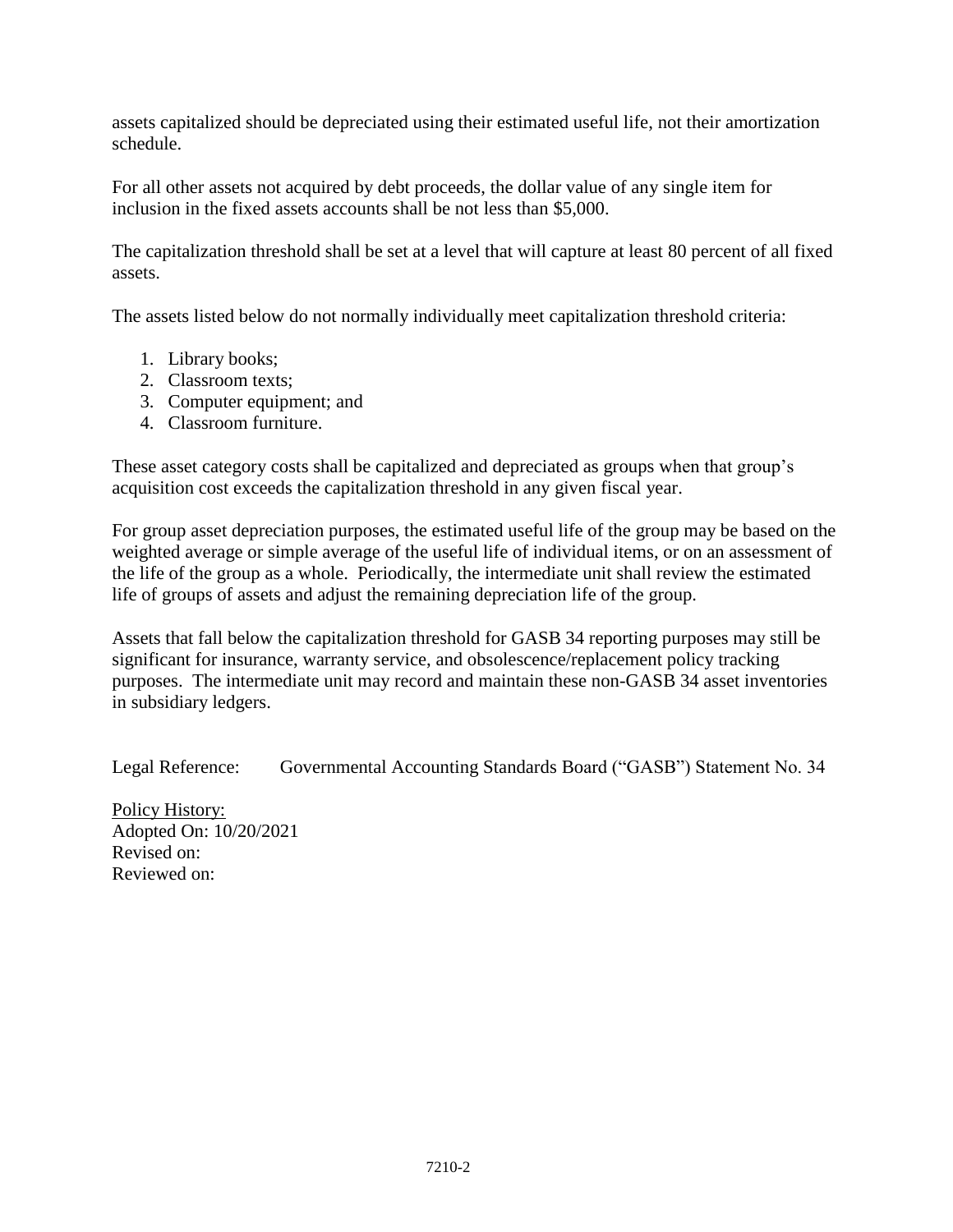assets capitalized should be depreciated using their estimated useful life, not their amortization schedule.

For all other assets not acquired by debt proceeds, the dollar value of any single item for inclusion in the fixed assets accounts shall be not less than $5,000.

The capitalization threshold shall be set at a level that will capture at least 80 percent of all fixed assets.

The assets listed below do not normally individually meet capitalization threshold criteria:

1. Library books;
2. Classroom texts;
3. Computer equipment; and
4. Classroom furniture.

These asset category costs shall be capitalized and depreciated as groups when that group's acquisition cost exceeds the capitalization threshold in any given fiscal year.

For group asset depreciation purposes, the estimated useful life of the group may be based on the weighted average or simple average of the useful life of individual items, or on an assessment of the life of the group as a whole. Periodically, the intermediate unit shall review the estimated life of groups of assets and adjust the remaining depreciation life of the group.

Assets that fall below the capitalization threshold for GASB 34 reporting purposes may still be significant for insurance, warranty service, and obsolescence/replacement policy tracking purposes. The intermediate unit may record and maintain these non-GASB 34 asset inventories in subsidiary ledgers.

Legal Reference: Governmental Accounting Standards Board ("GASB") Statement No. 34

Policy History:
Adopted On: 10/20/2021
Revised on:
Reviewed on: